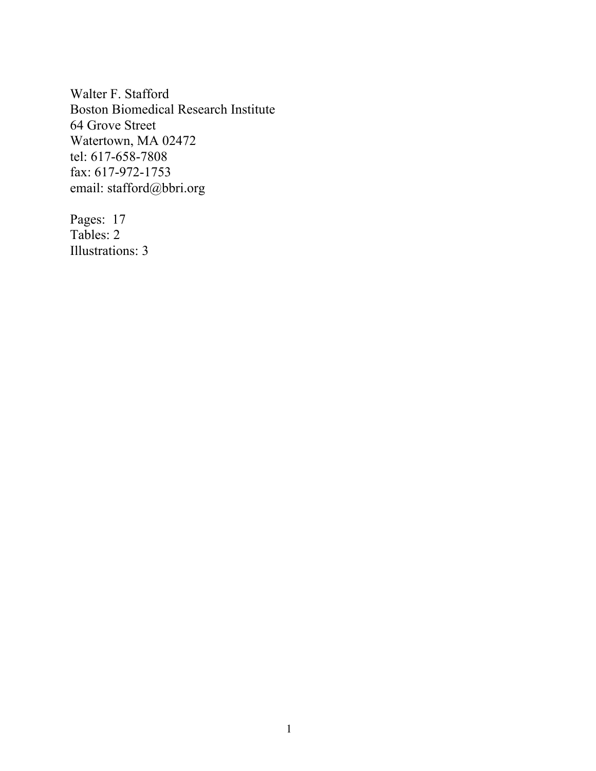Walter F. Stafford
Boston Biomedical Research Institute
64 Grove Street
Watertown, MA 02472
tel: 617-658-7808
fax: 617-972-1753
email: stafford@bbri.org

Pages: 17
Tables: 2
Illustrations: 3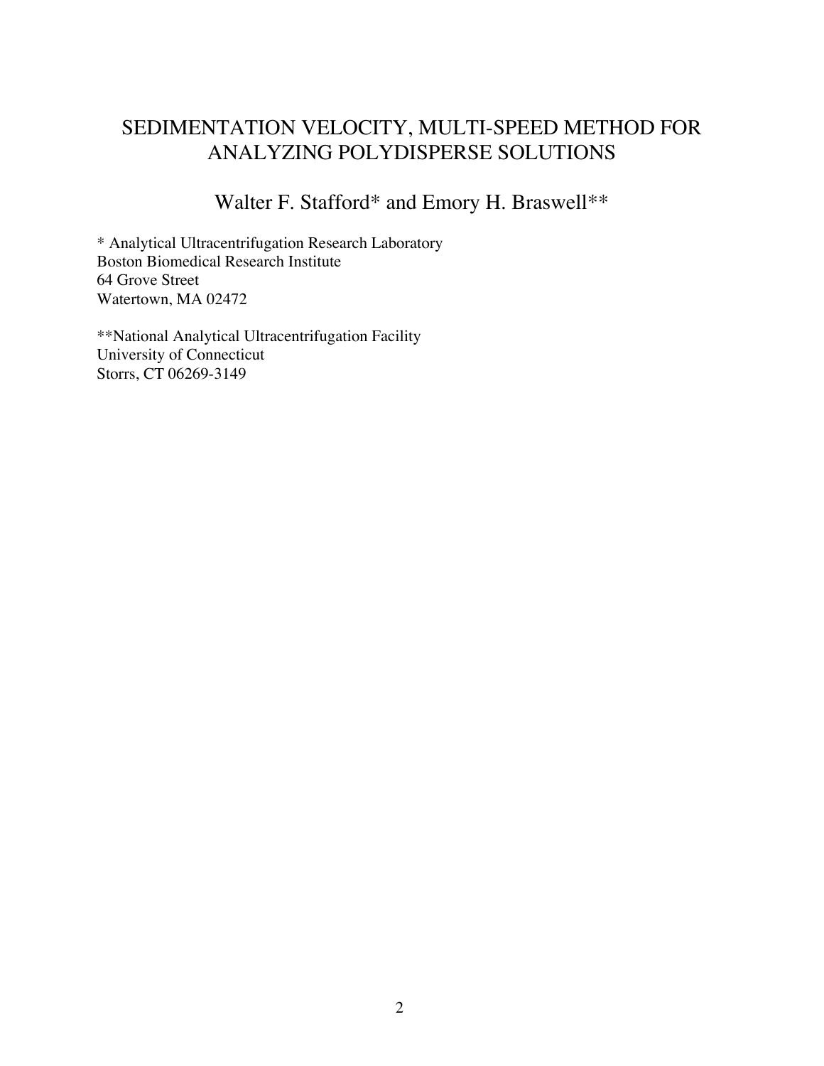# SEDIMENTATION VELOCITY, MULTI-SPEED METHOD FOR ANALYZING POLYDISPERSE SOLUTIONS

Walter F. Stafford* and Emory H. Braswell**

\* Analytical Ultracentrifugation Research Laboratory
Boston Biomedical Research Institute
64 Grove Street
Watertown, MA 02472

\*\*National Analytical Ultracentrifugation Facility
University of Connecticut
Storrs, CT 06269-3149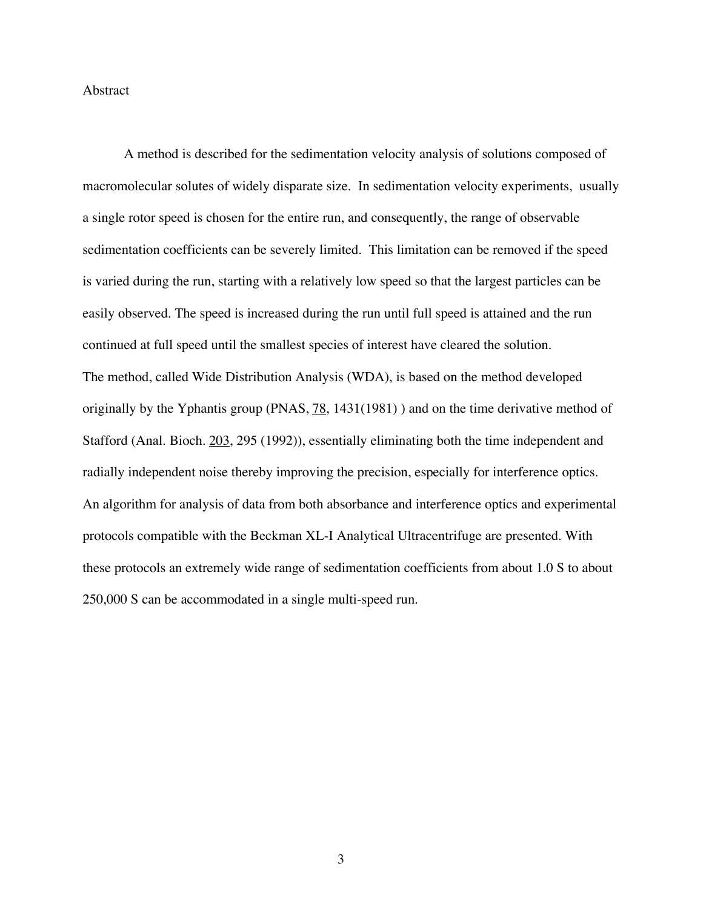# Abstract

A method is described for the sedimentation velocity analysis of solutions composed of macromolecular solutes of widely disparate size. In sedimentation velocity experiments, usually a single rotor speed is chosen for the entire run, and consequently, the range of observable sedimentation coefficients can be severely limited. This limitation can be removed if the speed is varied during the run, starting with a relatively low speed so that the largest particles can be easily observed. The speed is increased during the run until full speed is attained and the run continued at full speed until the smallest species of interest have cleared the solution.
The method, called Wide Distribution Analysis (WDA), is based on the method developed originally by the Yphantis group (PNAS, 78, 1431(1981) ) and on the time derivative method of Stafford (Anal. Bioch. 203, 295 (1992)), essentially eliminating both the time independent and radially independent noise thereby improving the precision, especially for interference optics. An algorithm for analysis of data from both absorbance and interference optics and experimental protocols compatible with the Beckman XL-I Analytical Ultracentrifuge are presented. With these protocols an extremely wide range of sedimentation coefficients from about 1.0 S to about 250,000 S can be accommodated in a single multi-speed run.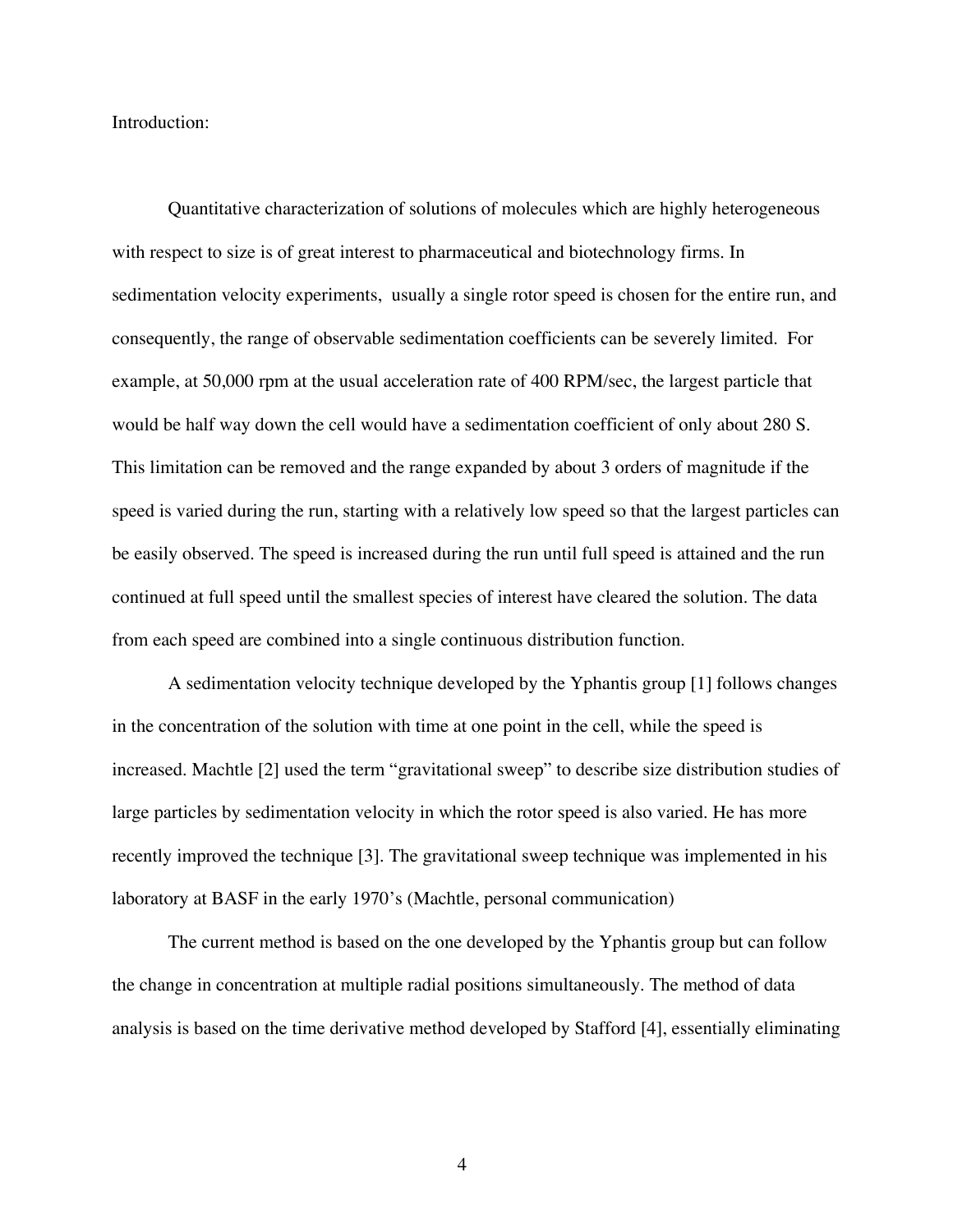Introduction:

Quantitative characterization of solutions of molecules which are highly heterogeneous with respect to size is of great interest to pharmaceutical and biotechnology firms. In sedimentation velocity experiments, usually a single rotor speed is chosen for the entire run, and consequently, the range of observable sedimentation coefficients can be severely limited. For example, at 50,000 rpm at the usual acceleration rate of 400 RPM/sec, the largest particle that would be half way down the cell would have a sedimentation coefficient of only about 280 S. This limitation can be removed and the range expanded by about 3 orders of magnitude if the speed is varied during the run, starting with a relatively low speed so that the largest particles can be easily observed. The speed is increased during the run until full speed is attained and the run continued at full speed until the smallest species of interest have cleared the solution. The data from each speed are combined into a single continuous distribution function.

A sedimentation velocity technique developed by the Yphantis group [1] follows changes in the concentration of the solution with time at one point in the cell, while the speed is increased. Machtle [2] used the term "gravitational sweep" to describe size distribution studies of large particles by sedimentation velocity in which the rotor speed is also varied. He has more recently improved the technique [3]. The gravitational sweep technique was implemented in his laboratory at BASF in the early 1970's (Machtle, personal communication)

The current method is based on the one developed by the Yphantis group but can follow the change in concentration at multiple radial positions simultaneously. The method of data analysis is based on the time derivative method developed by Stafford [4], essentially eliminating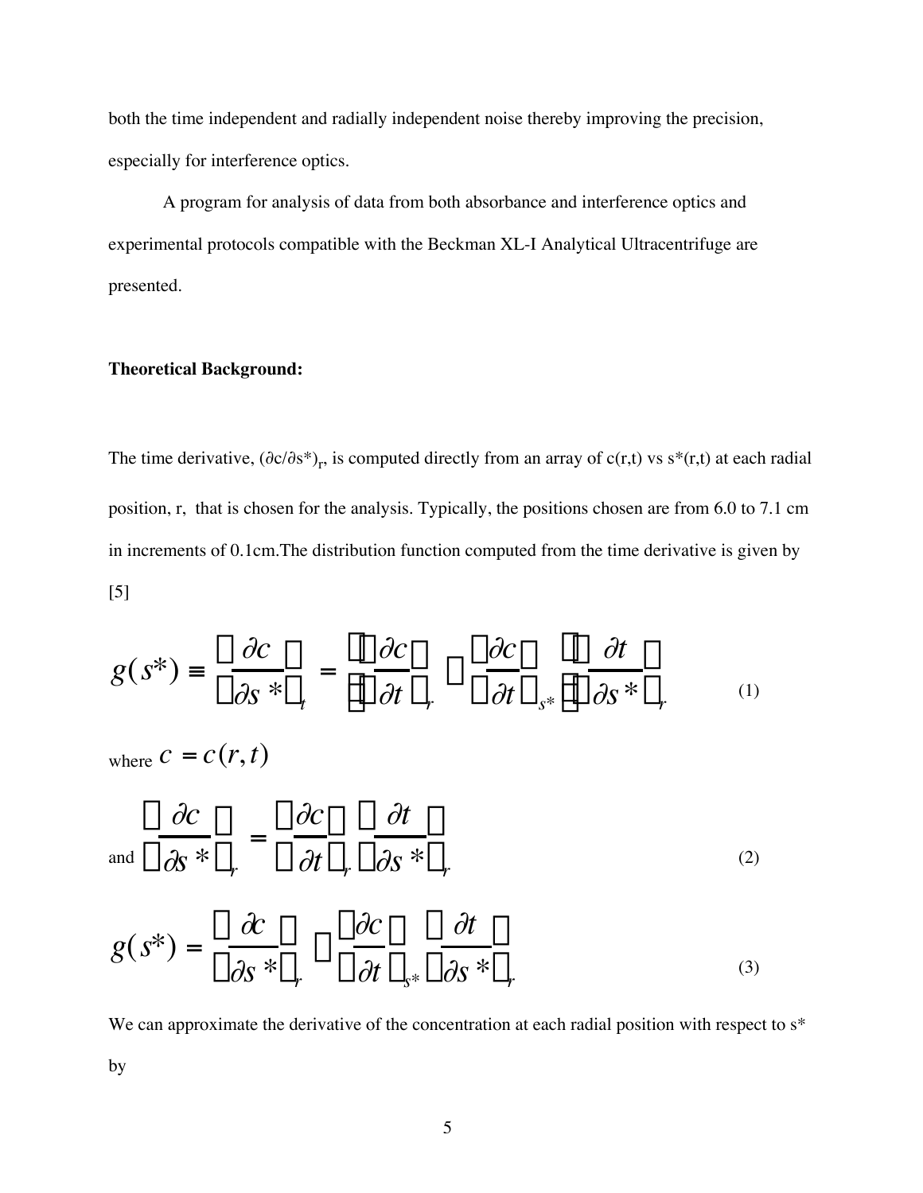both the time independent and radially independent noise thereby improving the precision, especially for interference optics.

A program for analysis of data from both absorbance and interference optics and experimental protocols compatible with the Beckman XL-I Analytical Ultracentrifuge are presented.

**Theoretical Background:**

The time derivative, $(\partial c/\partial s^*)_r$, is computed directly from an array of c(r,t) vs s*(r,t) at each radial position, r, that is chosen for the analysis. Typically, the positions chosen are from 6.0 to 7.1 cm in increments of 0.1cm.The distribution function computed from the time derivative is given by [5]

$$g(s^*) \equiv \left(\frac{\partial c}{\partial s^*}\right)_t = \left[\left(\frac{\partial c}{\partial t}\right)_r - \left(\frac{\partial c}{\partial t}\right)_{s^*}\right]\left(\frac{\partial t}{\partial s^*}\right)_r \tag{1}$$

where $c = c(r,t)$

and
$$\left(\frac{\partial c}{\partial s^*}\right)_r = \left(\frac{\partial c}{\partial t}\right)_r \left(\frac{\partial t}{\partial s^*}\right)_r \tag{2}$$

$$g(s^*) = \left(\frac{\partial c}{\partial s^*}\right)_r - \left(\frac{\partial c}{\partial t}\right)_{s^*} \left(\frac{\partial t}{\partial s^*}\right)_r \tag{3}$$

We can approximate the derivative of the concentration at each radial position with respect to s* by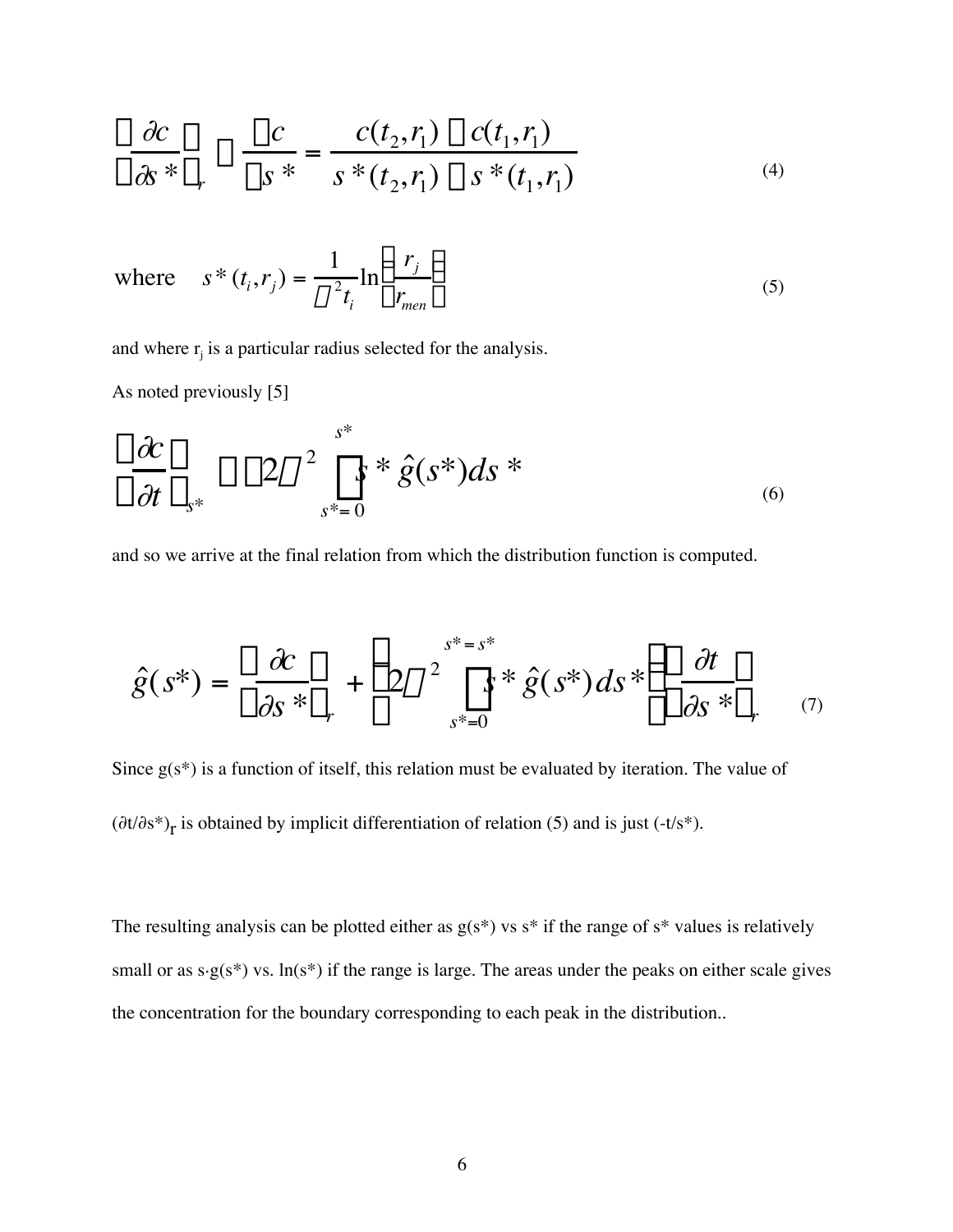$$\left(\frac{\partial c}{\partial s^*}\right)_r \approx \frac{\Delta c}{\Delta s^*} = \frac{c(t_2,r_1) - c(t_1,r_1)}{s^*(t_2,r_1) - s^*(t_1,r_1)} \tag{4}$$

$$\text{where} \quad s^*(t_i,r_j) = \frac{1}{\omega^2 t_i}\ln\left(\frac{r_j}{r_{men}}\right) \tag{5}$$

and where $r_j$ is a particular radius selected for the analysis.

As noted previously [5]

$$\left(\frac{\partial c}{\partial t}\right)_{s^*} = -2\omega^2 \int_{s^*=0}^{s^*} s^* \hat{g}(s^*)ds^* \tag{6}$$

and so we arrive at the final relation from which the distribution function is computed.

$$\hat{g}(s^*) = \left(\frac{\partial c}{\partial s^*}\right)_r + \left[2\omega^2 \int_{s^*=0}^{s^*=s^*} s^* \hat{g}(s^*)ds^*\right]\left(\frac{\partial t}{\partial s^*}\right)_r \tag{7}$$

Since $g(s^*)$ is a function of itself, this relation must be evaluated by iteration. The value of $(\partial t/\partial s^*)_r$ is obtained by implicit differentiation of relation (5) and is just $(-t/s^*)$.

The resulting analysis can be plotted either as $g(s^*)$ vs $s^*$ if the range of $s^*$ values is relatively small or as $s \cdot g(s^*)$ vs. $\ln(s^*)$ if the range is large. The areas under the peaks on either scale gives the concentration for the boundary corresponding to each peak in the distribution..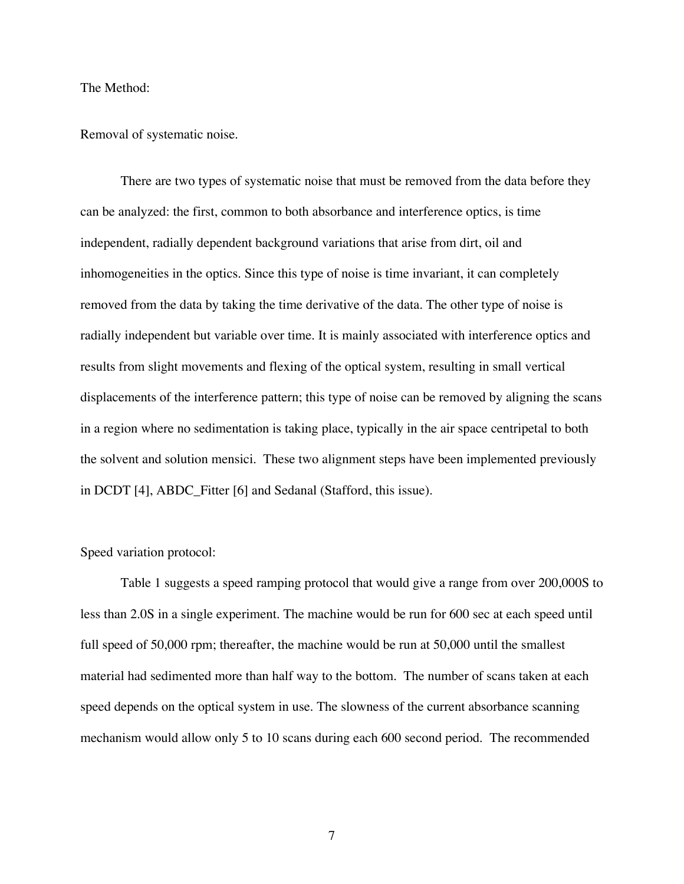The Method:

Removal of systematic noise.

There are two types of systematic noise that must be removed from the data before they can be analyzed: the first, common to both absorbance and interference optics, is time independent, radially dependent background variations that arise from dirt, oil and inhomogeneities in the optics. Since this type of noise is time invariant, it can completely removed from the data by taking the time derivative of the data. The other type of noise is radially independent but variable over time. It is mainly associated with interference optics and results from slight movements and flexing of the optical system, resulting in small vertical displacements of the interference pattern; this type of noise can be removed by aligning the scans in a region where no sedimentation is taking place, typically in the air space centripetal to both the solvent and solution mensici. These two alignment steps have been implemented previously in DCDT [4], ABDC_Fitter [6] and Sedanal (Stafford, this issue).

Speed variation protocol:

Table 1 suggests a speed ramping protocol that would give a range from over 200,000S to less than 2.0S in a single experiment. The machine would be run for 600 sec at each speed until full speed of 50,000 rpm; thereafter, the machine would be run at 50,000 until the smallest material had sedimented more than half way to the bottom. The number of scans taken at each speed depends on the optical system in use. The slowness of the current absorbance scanning mechanism would allow only 5 to 10 scans during each 600 second period. The recommended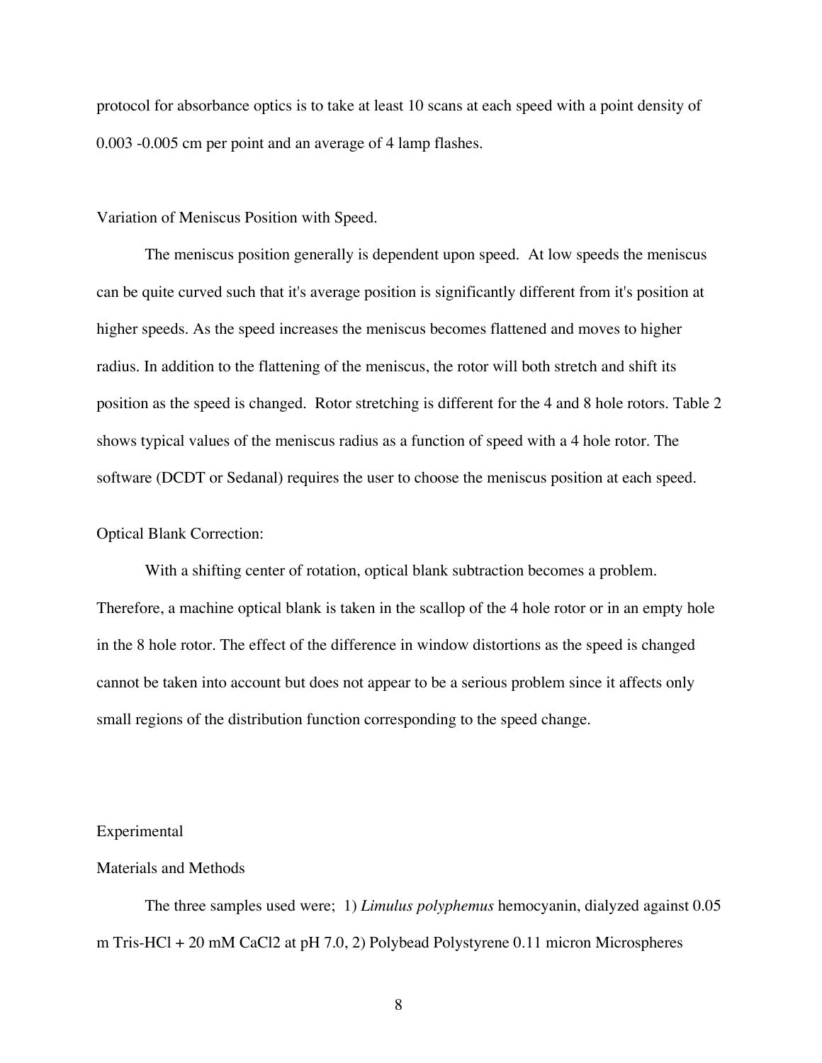protocol for absorbance optics is to take at least 10 scans at each speed with a point density of 0.003 -0.005 cm per point and an average of 4 lamp flashes.

Variation of Meniscus Position with Speed.

The meniscus position generally is dependent upon speed. At low speeds the meniscus can be quite curved such that it's average position is significantly different from it's position at higher speeds. As the speed increases the meniscus becomes flattened and moves to higher radius. In addition to the flattening of the meniscus, the rotor will both stretch and shift its position as the speed is changed. Rotor stretching is different for the 4 and 8 hole rotors. Table 2 shows typical values of the meniscus radius as a function of speed with a 4 hole rotor. The software (DCDT or Sedanal) requires the user to choose the meniscus position at each speed.

Optical Blank Correction:

With a shifting center of rotation, optical blank subtraction becomes a problem. Therefore, a machine optical blank is taken in the scallop of the 4 hole rotor or in an empty hole in the 8 hole rotor. The effect of the difference in window distortions as the speed is changed cannot be taken into account but does not appear to be a serious problem since it affects only small regions of the distribution function corresponding to the speed change.

## Experimental

### Materials and Methods

The three samples used were; 1) *Limulus polyphemus* hemocyanin, dialyzed against 0.05 m Tris-HCl + 20 mM $CaCl_2$ at pH 7.0, 2) Polybead Polystyrene 0.11 micron Microspheres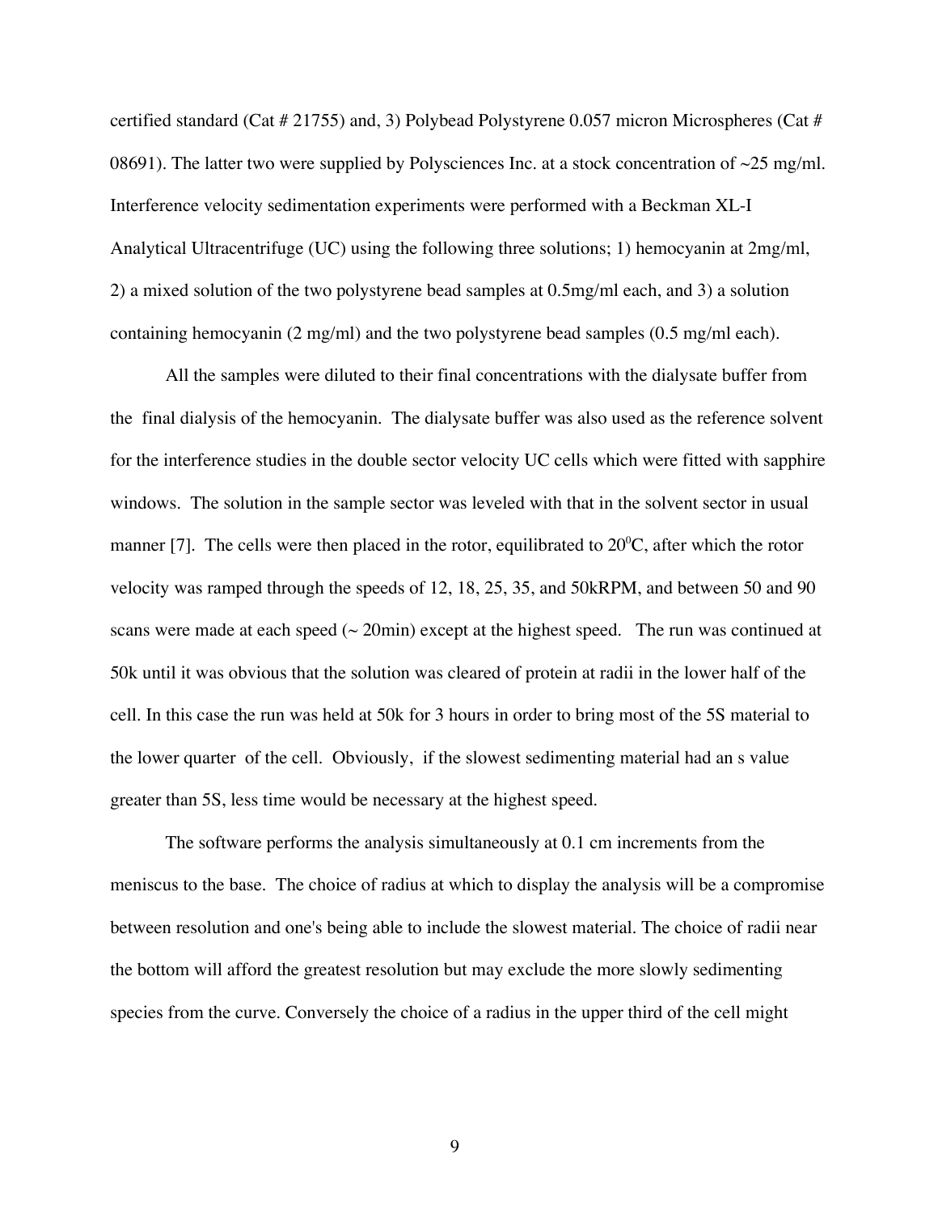certified standard (Cat # 21755) and, 3) Polybead Polystyrene 0.057 micron Microspheres (Cat # 08691). The latter two were supplied by Polysciences Inc. at a stock concentration of ~25 mg/ml. Interference velocity sedimentation experiments were performed with a Beckman XL-I Analytical Ultracentrifuge (UC) using the following three solutions; 1) hemocyanin at 2mg/ml, 2) a mixed solution of the two polystyrene bead samples at 0.5mg/ml each, and 3) a solution containing hemocyanin (2 mg/ml) and the two polystyrene bead samples (0.5 mg/ml each).

All the samples were diluted to their final concentrations with the dialysate buffer from the final dialysis of the hemocyanin. The dialysate buffer was also used as the reference solvent for the interference studies in the double sector velocity UC cells which were fitted with sapphire windows. The solution in the sample sector was leveled with that in the solvent sector in usual manner [7]. The cells were then placed in the rotor, equilibrated to $20^0$C, after which the rotor velocity was ramped through the speeds of 12, 18, 25, 35, and 50kRPM, and between 50 and 90 scans were made at each speed (~ 20min) except at the highest speed. The run was continued at 50k until it was obvious that the solution was cleared of protein at radii in the lower half of the cell. In this case the run was held at 50k for 3 hours in order to bring most of the 5S material to the lower quarter of the cell. Obviously, if the slowest sedimenting material had an s value greater than 5S, less time would be necessary at the highest speed.

The software performs the analysis simultaneously at 0.1 cm increments from the meniscus to the base. The choice of radius at which to display the analysis will be a compromise between resolution and one's being able to include the slowest material. The choice of radii near the bottom will afford the greatest resolution but may exclude the more slowly sedimenting species from the curve. Conversely the choice of a radius in the upper third of the cell might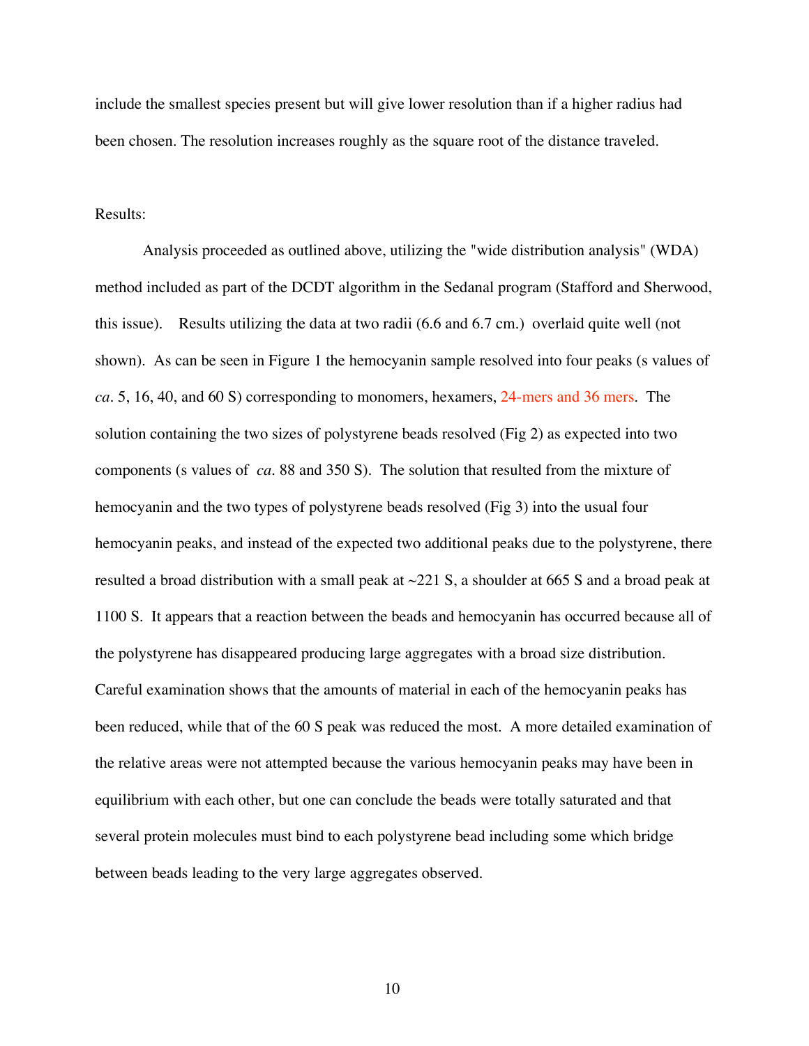include the smallest species present but will give lower resolution than if a higher radius had been chosen. The resolution increases roughly as the square root of the distance traveled.

Results:

Analysis proceeded as outlined above, utilizing the "wide distribution analysis" (WDA) method included as part of the DCDT algorithm in the Sedanal program (Stafford and Sherwood, this issue). Results utilizing the data at two radii (6.6 and 6.7 cm.) overlaid quite well (not shown). As can be seen in Figure 1 the hemocyanin sample resolved into four peaks (s values of *ca*. 5, 16, 40, and 60 S) corresponding to monomers, hexamers, 24-mers and 36 mers. The solution containing the two sizes of polystyrene beads resolved (Fig 2) as expected into two components (s values of *ca*. 88 and 350 S). The solution that resulted from the mixture of hemocyanin and the two types of polystyrene beads resolved (Fig 3) into the usual four hemocyanin peaks, and instead of the expected two additional peaks due to the polystyrene, there resulted a broad distribution with a small peak at ~221 S, a shoulder at 665 S and a broad peak at 1100 S. It appears that a reaction between the beads and hemocyanin has occurred because all of the polystyrene has disappeared producing large aggregates with a broad size distribution. Careful examination shows that the amounts of material in each of the hemocyanin peaks has been reduced, while that of the 60 S peak was reduced the most. A more detailed examination of the relative areas were not attempted because the various hemocyanin peaks may have been in equilibrium with each other, but one can conclude the beads were totally saturated and that several protein molecules must bind to each polystyrene bead including some which bridge between beads leading to the very large aggregates observed.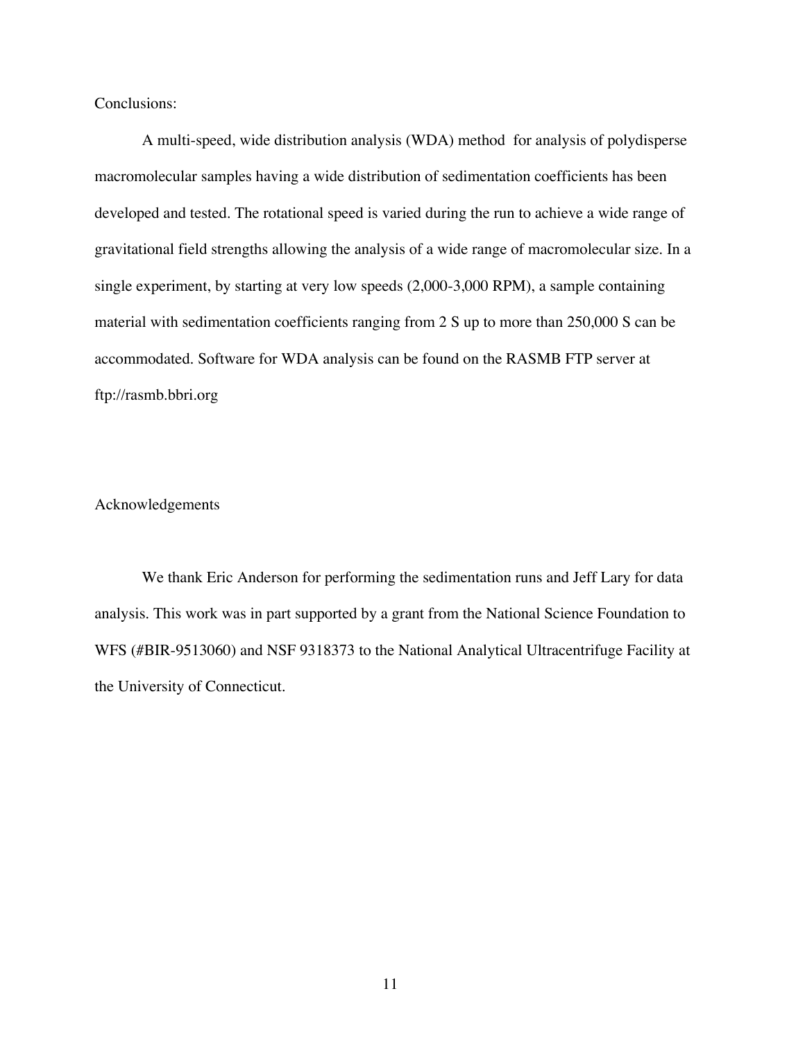## Conclusions:

A multi-speed, wide distribution analysis (WDA) method for analysis of polydisperse macromolecular samples having a wide distribution of sedimentation coefficients has been developed and tested. The rotational speed is varied during the run to achieve a wide range of gravitational field strengths allowing the analysis of a wide range of macromolecular size. In a single experiment, by starting at very low speeds (2,000-3,000 RPM), a sample containing material with sedimentation coefficients ranging from 2 S up to more than 250,000 S can be accommodated. Software for WDA analysis can be found on the RASMB FTP server at ftp://rasmb.bbri.org

## Acknowledgements

We thank Eric Anderson for performing the sedimentation runs and Jeff Lary for data analysis. This work was in part supported by a grant from the National Science Foundation to WFS (#BIR-9513060) and NSF 9318373 to the National Analytical Ultracentrifuge Facility at the University of Connecticut.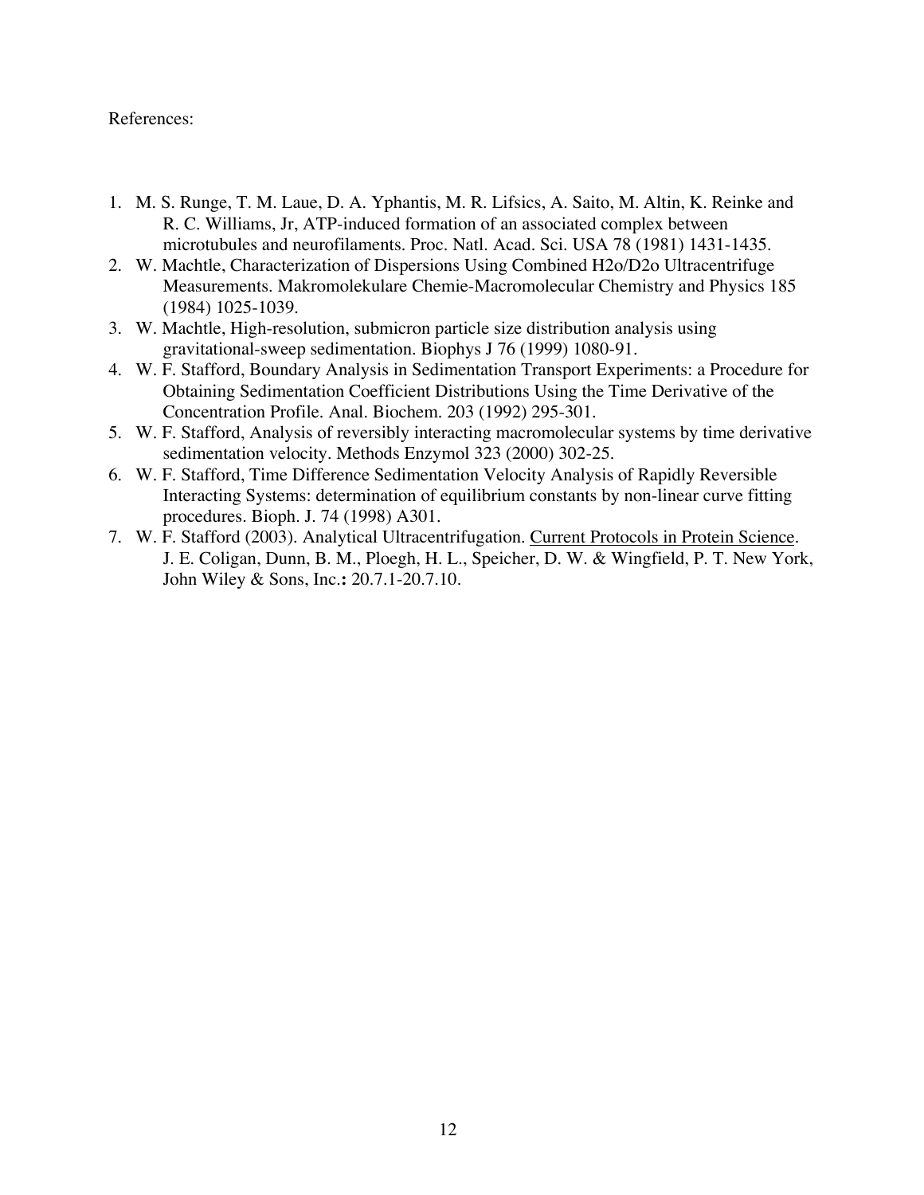References:

1. M. S. Runge, T. M. Laue, D. A. Yphantis, M. R. Lifsics, A. Saito, M. Altin, K. Reinke and R. C. Williams, Jr, ATP-induced formation of an associated complex between microtubules and neurofilaments. Proc. Natl. Acad. Sci. USA 78 (1981) 1431-1435.
2. W. Machtle, Characterization of Dispersions Using Combined H2o/D2o Ultracentrifuge Measurements. Makromolekulare Chemie-Macromolecular Chemistry and Physics 185 (1984) 1025-1039.
3. W. Machtle, High-resolution, submicron particle size distribution analysis using gravitational-sweep sedimentation. Biophys J 76 (1999) 1080-91.
4. W. F. Stafford, Boundary Analysis in Sedimentation Transport Experiments: a Procedure for Obtaining Sedimentation Coefficient Distributions Using the Time Derivative of the Concentration Profile. Anal. Biochem. 203 (1992) 295-301.
5. W. F. Stafford, Analysis of reversibly interacting macromolecular systems by time derivative sedimentation velocity. Methods Enzymol 323 (2000) 302-25.
6. W. F. Stafford, Time Difference Sedimentation Velocity Analysis of Rapidly Reversible Interacting Systems: determination of equilibrium constants by non-linear curve fitting procedures. Bioph. J. 74 (1998) A301.
7. W. F. Stafford (2003). Analytical Ultracentrifugation. Current Protocols in Protein Science. J. E. Coligan, Dunn, B. M., Ploegh, H. L., Speicher, D. W. & Wingfield, P. T. New York, John Wiley & Sons, Inc.**:** 20.7.1-20.7.10.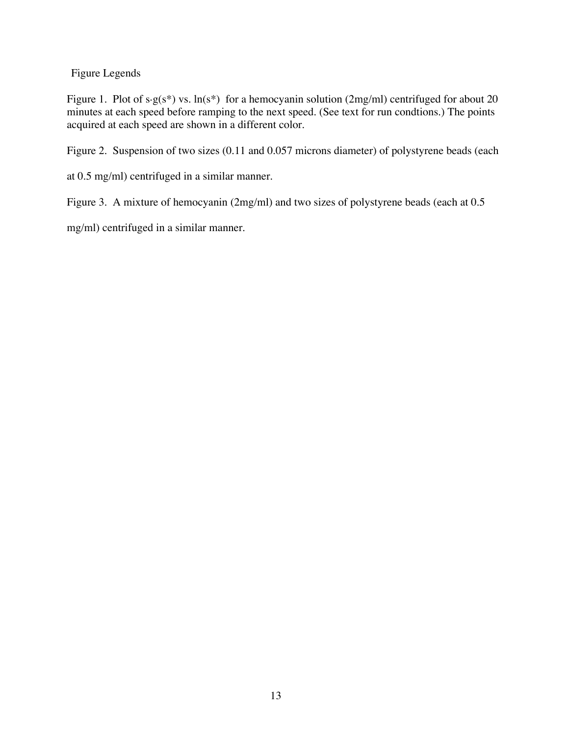## Figure Legends

Figure 1. Plot of $s \cdot g(s^*)$ vs. $\ln(s^*)$ for a hemocyanin solution (2mg/ml) centrifuged for about 20 minutes at each speed before ramping to the next speed. (See text for run condtions.) The points acquired at each speed are shown in a different color.

Figure 2. Suspension of two sizes (0.11 and 0.057 microns diameter) of polystyrene beads (each at 0.5 mg/ml) centrifuged in a similar manner.

Figure 3. A mixture of hemocyanin (2mg/ml) and two sizes of polystyrene beads (each at 0.5 mg/ml) centrifuged in a similar manner.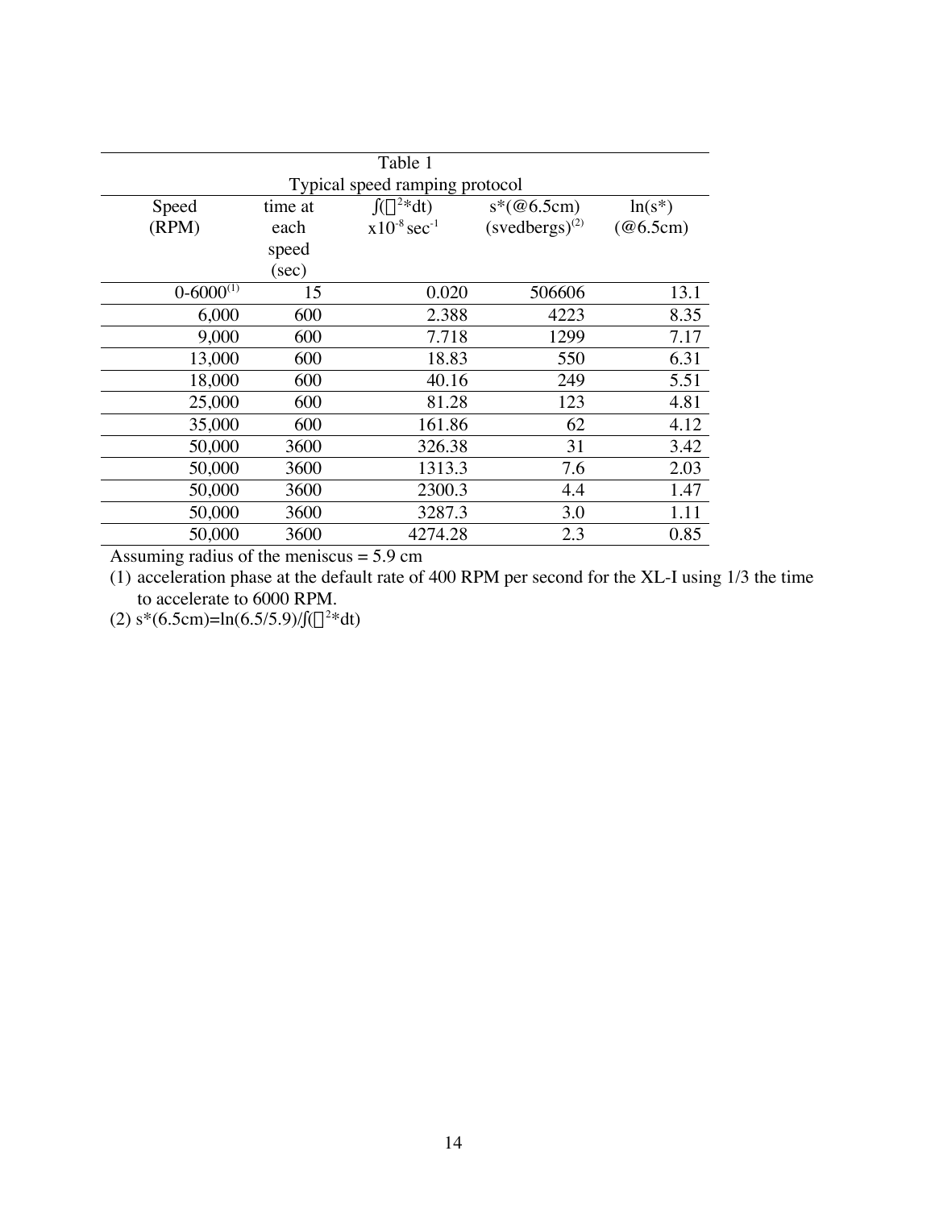Table 1

Typical speed ramping protocol

| Speed (RPM) | time at each speed (sec) | $\int(\omega^2 * dt)$ $\times 10^{-8}$ sec$^{-1}$ | s*(@6.5cm) (svedbergs)[2] | ln(s*) (@6.5cm) |
|---|---|---|---|---|
| 0-6000[1] | 15 | 0.020 | 506606 | 13.1 |
| 6,000 | 600 | 2.388 | 4223 | 8.35 |
| 9,000 | 600 | 7.718 | 1299 | 7.17 |
| 13,000 | 600 | 18.83 | 550 | 6.31 |
| 18,000 | 600 | 40.16 | 249 | 5.51 |
| 25,000 | 600 | 81.28 | 123 | 4.81 |
| 35,000 | 600 | 161.86 | 62 | 4.12 |
| 50,000 | 3600 | 326.38 | 31 | 3.42 |
| 50,000 | 3600 | 1313.3 | 7.6 | 2.03 |
| 50,000 | 3600 | 2300.3 | 4.4 | 1.47 |
| 50,000 | 3600 | 3287.3 | 3.0 | 1.11 |
| 50,000 | 3600 | 4274.28 | 2.3 | 0.85 |

Assuming radius of the meniscus = 5.9 cm

(1) acceleration phase at the default rate of 400 RPM per second for the XL-I using 1/3 the time to accelerate to 6000 RPM.

(2) $s^*(6.5\text{cm}) = \ln(6.5/5.9)/\int(\omega^2 * dt)$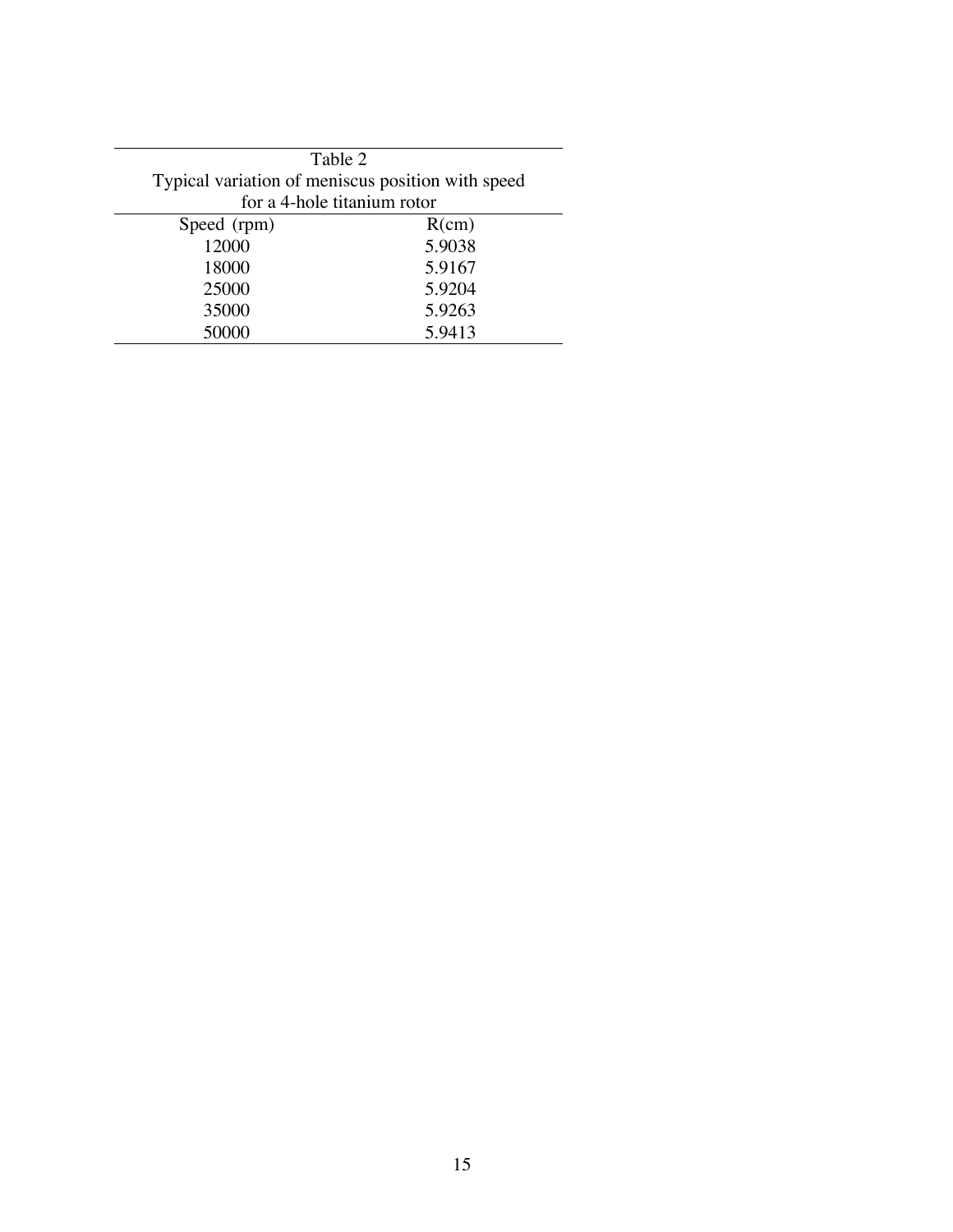Table 2

Typical variation of meniscus position with speed for a 4-hole titanium rotor

| Speed (rpm) | R(cm) |
|---|---|
| 12000 | 5.9038 |
| 18000 | 5.9167 |
| 25000 | 5.9204 |
| 35000 | 5.9263 |
| 50000 | 5.9413 |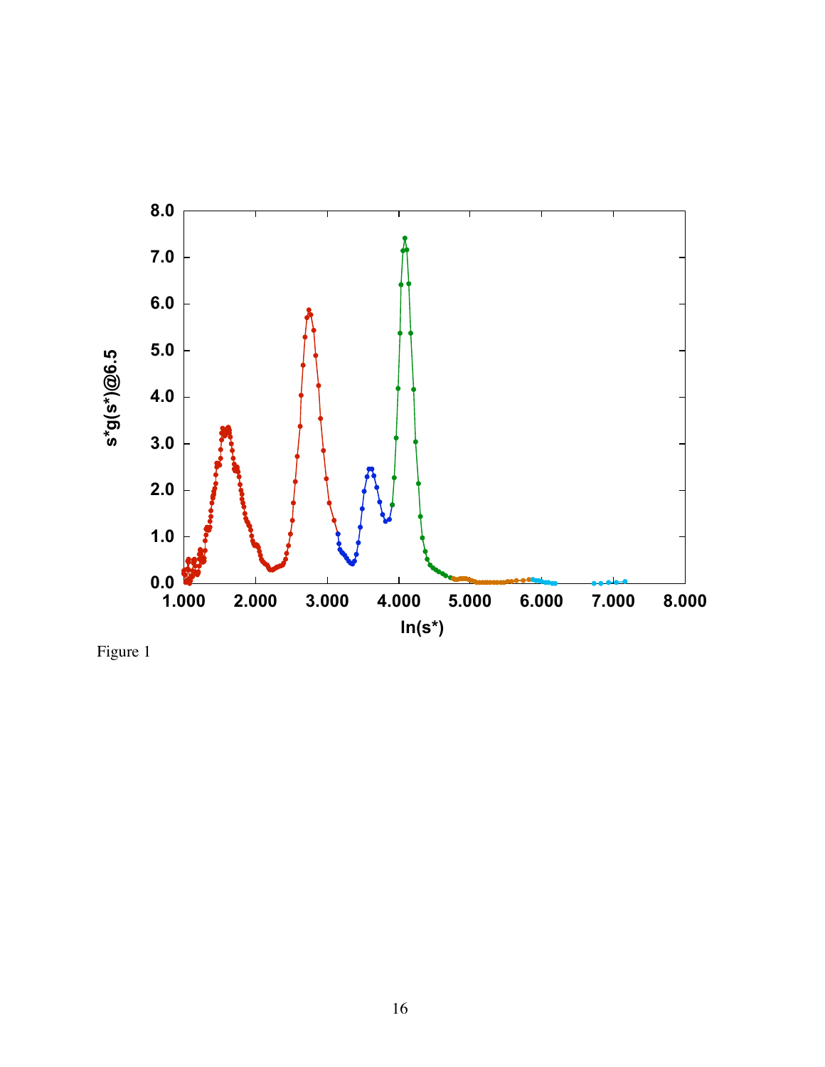Figure 1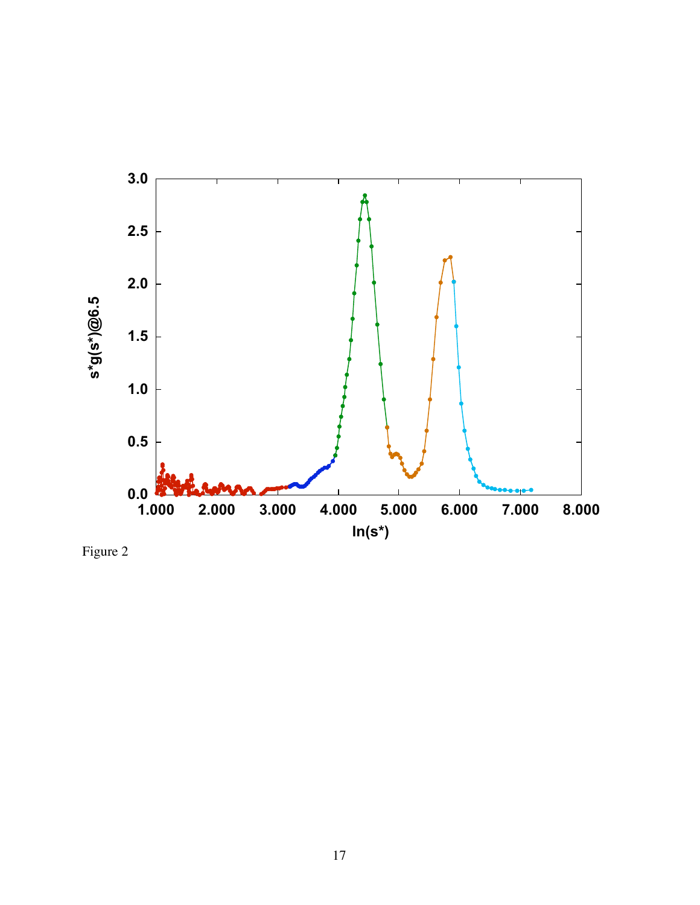Figure 2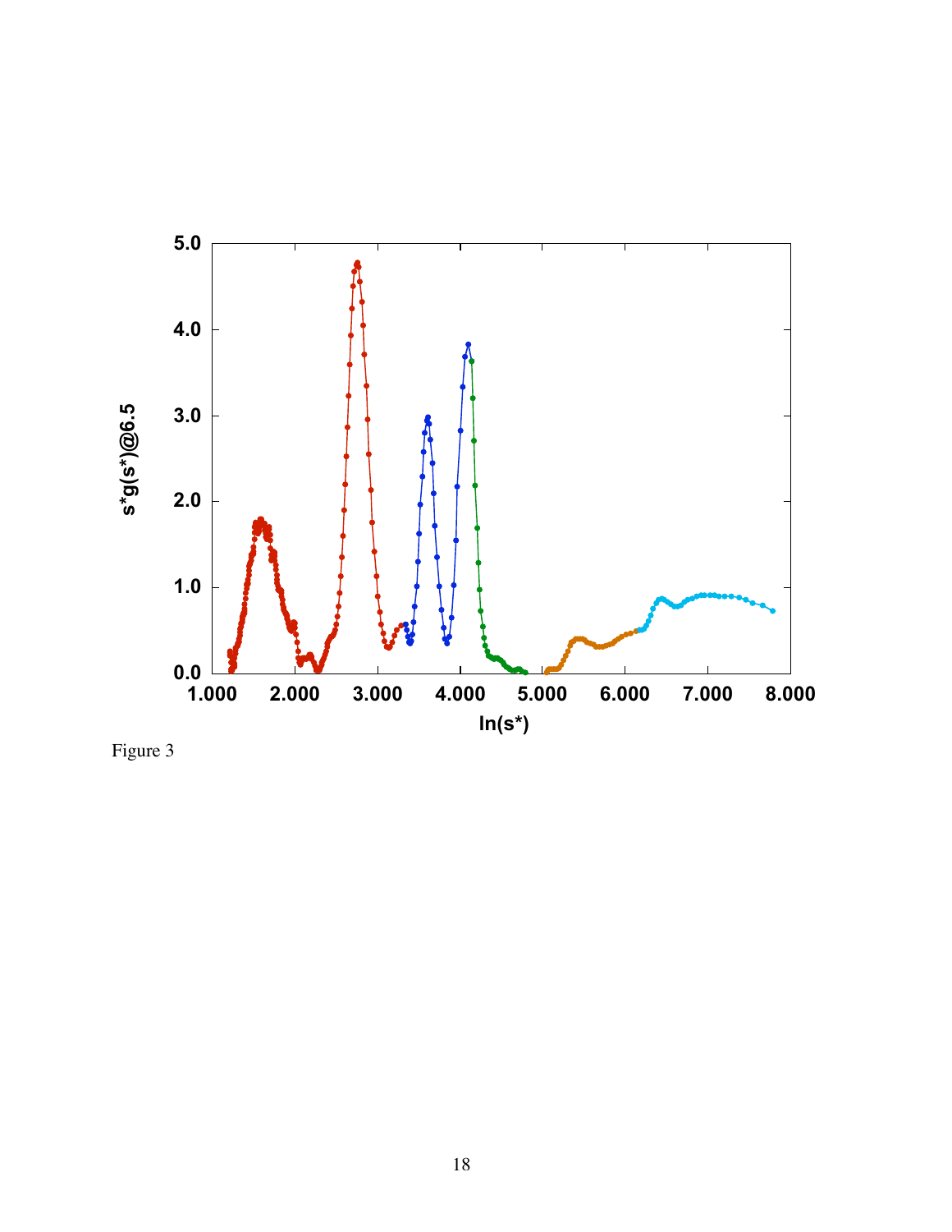5.0
4.0
3.0
2.0
1.0
0.0

s*g(s*)@6.5

1.000 2.000 3.000 4.000 5.000 6.000 7.000 8.000

ln(s*)

Figure 3